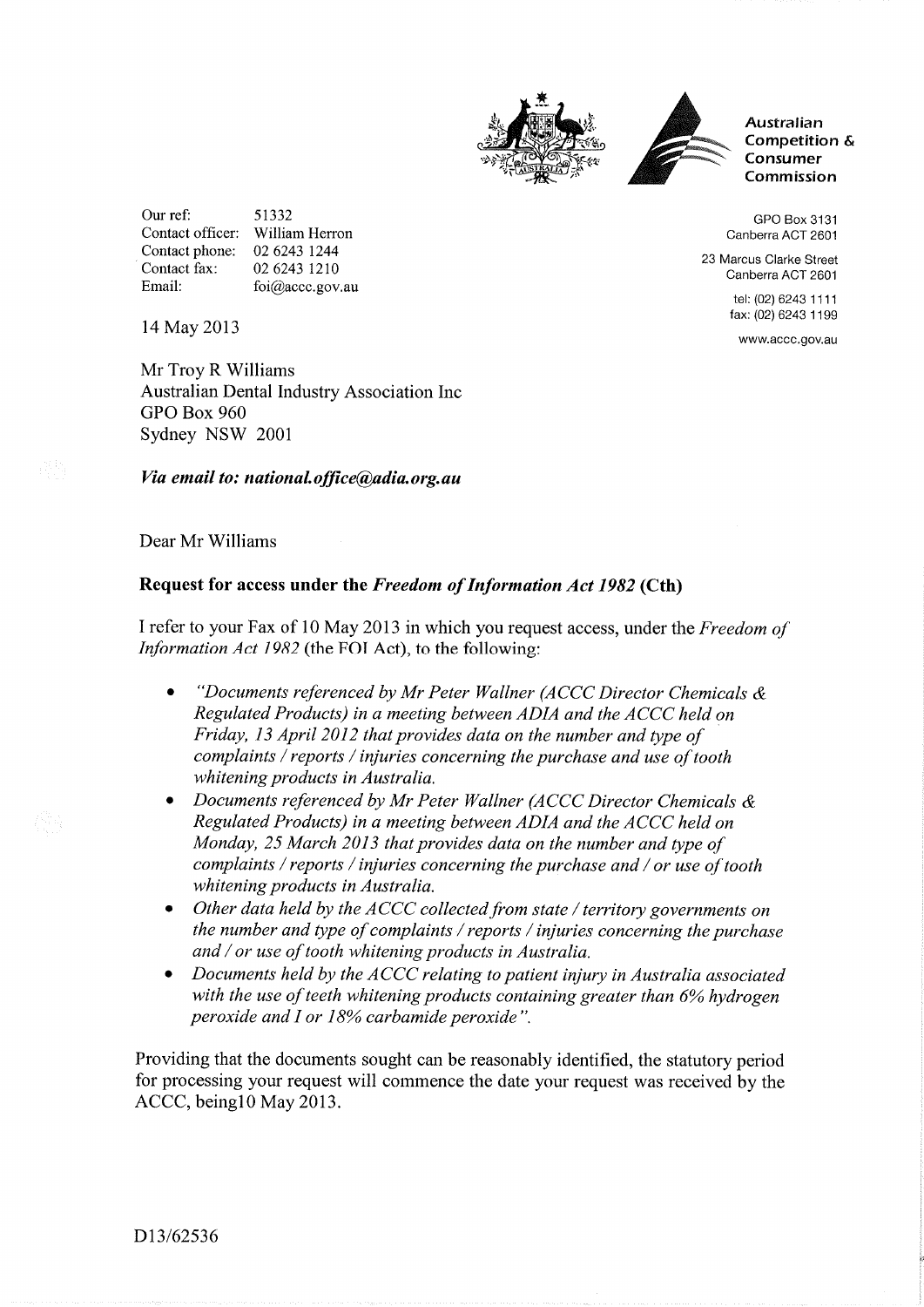**Australian Competition & Consumer Commission**

GPO Box 3131
Canberra ACT 2601

23 Marcus Clarke Street
Canberra ACT 2601

tel: (02) 6243 1111
fax: (02) 6243 1199

www.accc.gov.au

Our ref: 51332
Contact officer: William Herron
Contact phone: 02 6243 1244
Contact fax: 02 6243 1210
Email: foi@accc.gov.au

14 May 2013

Mr Troy R Williams
Australian Dental Industry Association Inc
GPO Box 960
Sydney NSW 2001

***Via email to: national.office@adia.org.au***

Dear Mr Williams

**Request for access under the *Freedom of Information Act 1982* (Cth)**

I refer to your Fax of 10 May 2013 in which you request access, under the *Freedom of Information Act 1982* (the FOI Act), to the following:

- *"Documents referenced by Mr Peter Wallner (ACCC Director Chemicals & Regulated Products) in a meeting between ADIA and the ACCC held on Friday, 13 April 2012 that provides data on the number and type of complaints / reports / injuries concerning the purchase and use of tooth whitening products in Australia.*
- *Documents referenced by Mr Peter Wallner (ACCC Director Chemicals & Regulated Products) in a meeting between ADIA and the ACCC held on Monday, 25 March 2013 that provides data on the number and type of complaints / reports / injuries concerning the purchase and / or use of tooth whitening products in Australia.*
- *Other data held by the ACCC collected from state / territory governments on the number and type of complaints / reports / injuries concerning the purchase and / or use of tooth whitening products in Australia.*
- *Documents held by the ACCC relating to patient injury in Australia associated with the use of teeth whitening products containing greater than 6% hydrogen peroxide and I or 18% carbamide peroxide".*

Providing that the documents sought can be reasonably identified, the statutory period for processing your request will commence the date your request was received by the ACCC, being10 May 2013.

D13/62536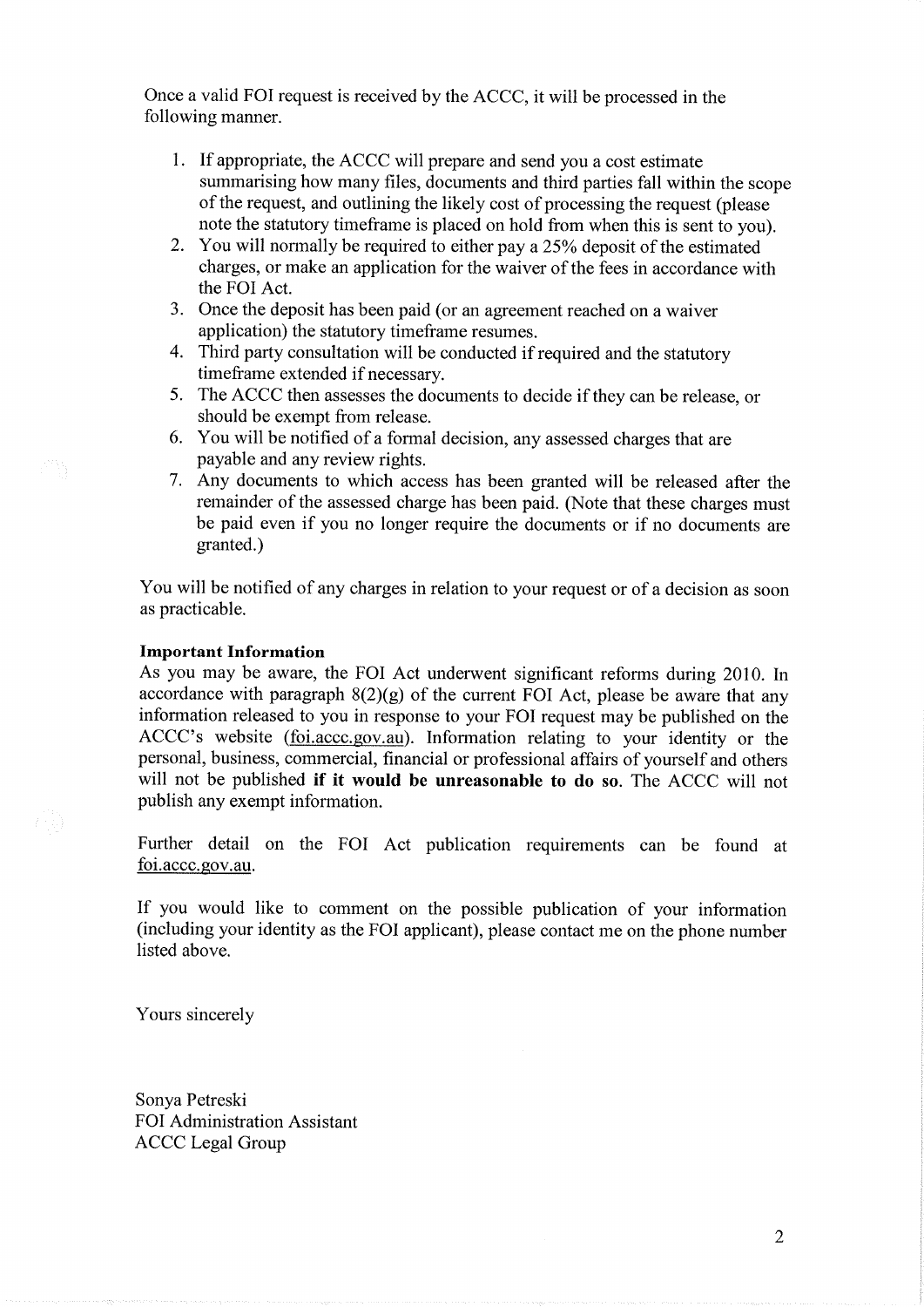Once a valid FOI request is received by the ACCC, it will be processed in the following manner.

1. If appropriate, the ACCC will prepare and send you a cost estimate summarising how many files, documents and third parties fall within the scope of the request, and outlining the likely cost of processing the request (please note the statutory timeframe is placed on hold from when this is sent to you).
2. You will normally be required to either pay a 25% deposit of the estimated charges, or make an application for the waiver of the fees in accordance with the FOI Act.
3. Once the deposit has been paid (or an agreement reached on a waiver application) the statutory timeframe resumes.
4. Third party consultation will be conducted if required and the statutory timeframe extended if necessary.
5. The ACCC then assesses the documents to decide if they can be release, or should be exempt from release.
6. You will be notified of a formal decision, any assessed charges that are payable and any review rights.
7. Any documents to which access has been granted will be released after the remainder of the assessed charge has been paid. (Note that these charges must be paid even if you no longer require the documents or if no documents are granted.)

You will be notified of any charges in relation to your request or of a decision as soon as practicable.

**Important Information**

As you may be aware, the FOI Act underwent significant reforms during 2010. In accordance with paragraph 8(2)(g) of the current FOI Act, please be aware that any information released to you in response to your FOI request may be published on the ACCC's website (foi.accc.gov.au). Information relating to your identity or the personal, business, commercial, financial or professional affairs of yourself and others will not be published **if it would be unreasonable to do so**. The ACCC will not publish any exempt information.

Further detail on the FOI Act publication requirements can be found at foi.accc.gov.au.

If you would like to comment on the possible publication of your information (including your identity as the FOI applicant), please contact me on the phone number listed above.

Yours sincerely

Sonya Petreski
FOI Administration Assistant
ACCC Legal Group